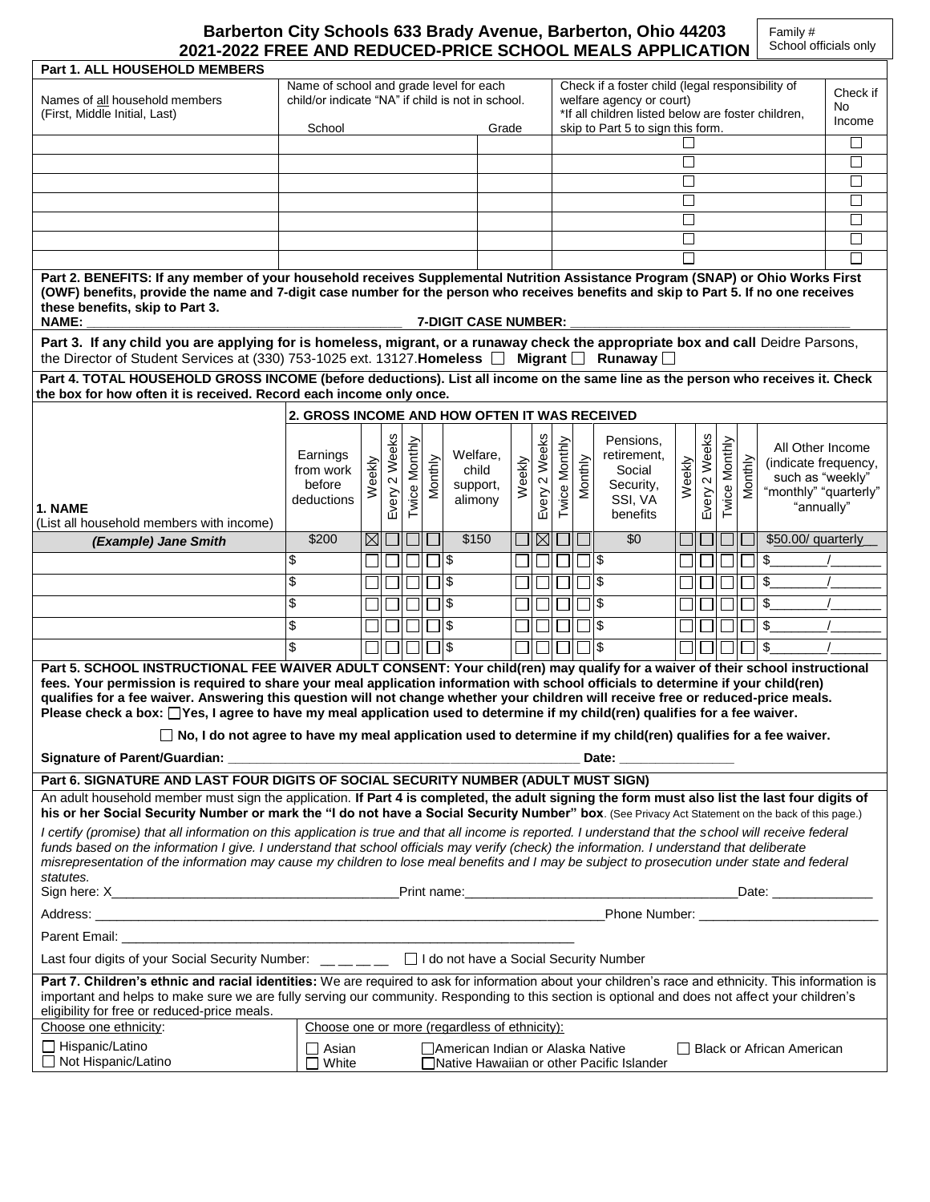# Barberton City Schools 633 Brady Avenue, Barberton, Ohio 44203
## 2021-2022 FREE AND REDUCED-PRICE SCHOOL MEALS APPLICATION

Family #
School officials only

**Part 1. ALL HOUSEHOLD MEMBERS**

| Names of all household members (First, Middle Initial, Last) | Name of school and grade level for each child/or indicate "NA" if child is not in school. School | Grade | Check if a foster child (legal responsibility of welfare agency or court) *If all children listed below are foster children, skip to Part 5 to sign this form. | Check if No Income |
|---|---|---|---|---|
| | | | ☐ | ☐ |
| | | | ☐ | ☐ |
| | | | ☐ | ☐ |
| | | | ☐ | ☐ |
| | | | ☐ | ☐ |
| | | | ☐ | ☐ |
| | | | ☐ | ☐ |

**Part 2. BENEFITS: If any member of your household receives Supplemental Nutrition Assistance Program (SNAP) or Ohio Works First (OWF) benefits, provide the name and 7-digit case number for the person who receives benefits and skip to Part 5. If no one receives these benefits, skip to Part 3.**

**NAME:** ____________________ **7-DIGIT CASE NUMBER:** ____________________

**Part 3. If any child you are applying for is homeless, migrant, or a runaway check the appropriate box and call** Deidre Parsons, the Director of Student Services at (330) 753-1025 ext. 13127. **Homeless** ☐ **Migrant** ☐ **Runaway** ☐

**Part 4. TOTAL HOUSEHOLD GROSS INCOME (before deductions). List all income on the same line as the person who receives it. Check the box for how often it is received. Record each income only once.**

| 1. NAME (List all household members with income) | 2. GROSS INCOME AND HOW OFTEN IT WAS RECEIVED: Earnings from work before deductions | Weekly | Every 2 Weeks | Twice Monthly | Monthly | Welfare, child support, alimony | Weekly | Every 2 Weeks | Twice Monthly | Monthly | Pensions, retirement, Social Security, SSI, VA benefits | Weekly | Every 2 Weeks | Twice Monthly | Monthly | All Other Income (indicate frequency, such as "weekly" "monthly" "quarterly" "annually" |
|---|---|---|---|---|---|---|---|---|---|---|---|---|---|---|---|---|
| *(Example) Jane Smith* | $200 | ☒ | ☐ | ☐ | ☐ | $150 | ☐ | ☒ | ☐ | ☐ | $0 | ☐ | ☐ | ☐ | ☐ | $50.00/ quarterly |
| | $ | ☐ | ☐ | ☐ | ☐ | $ | ☐ | ☐ | ☐ | ☐ | $ | ☐ | ☐ | ☐ | ☐ | $_____/_____ |
| | $ | ☐ | ☐ | ☐ | ☐ | $ | ☐ | ☐ | ☐ | ☐ | $ | ☐ | ☐ | ☐ | ☐ | $_____/_____ |
| | $ | ☐ | ☐ | ☐ | ☐ | $ | ☐ | ☐ | ☐ | ☐ | $ | ☐ | ☐ | ☐ | ☐ | $_____/_____ |
| | $ | ☐ | ☐ | ☐ | ☐ | $ | ☐ | ☐ | ☐ | ☐ | $ | ☐ | ☐ | ☐ | ☐ | $_____/_____ |
| | $ | ☐ | ☐ | ☐ | ☐ | $ | ☐ | ☐ | ☐ | ☐ | $ | ☐ | ☐ | ☐ | ☐ | $_____/_____ |

**Part 5. SCHOOL INSTRUCTIONAL FEE WAIVER ADULT CONSENT: Your child(ren) may qualify for a waiver of their school instructional fees. Your permission is required to share your meal application information with school officials to determine if your child(ren) qualifies for a fee waiver. Answering this question will not change whether your children will receive free or reduced-price meals. Please check a box: ☐ Yes, I agree to have my meal application used to determine if my child(ren) qualifies for a fee waiver.**

**☐ No, I do not agree to have my meal application used to determine if my child(ren) qualifies for a fee waiver.**

**Signature of Parent/Guardian:** ____________________ **Date:** __________

**Part 6. SIGNATURE AND LAST FOUR DIGITS OF SOCIAL SECURITY NUMBER (ADULT MUST SIGN)**

An adult household member must sign the application. **If Part 4 is completed, the adult signing the form must also list the last four digits of his or her Social Security Number or mark the "I do not have a Social Security Number" box**. (See Privacy Act Statement on the back of this page.)

*I certify (promise) that all information on this application is true and that all income is reported. I understand that the school will receive federal funds based on the information I give. I understand that school officials may verify (check) the information. I understand that deliberate misrepresentation of the information may cause my children to lose meal benefits and I may be subject to prosecution under state and federal statutes.*

Sign here: X____________________ Print name:____________________ Date: __________

Address: ____________________ Phone Number: ____________________

Parent Email: ____________________

Last four digits of your Social Security Number: _ _ _ _ ☐ I do not have a Social Security Number

**Part 7. Children's ethnic and racial identities:** We are required to ask for information about your children's race and ethnicity. This information is important and helps to make sure we are fully serving our community. Responding to this section is optional and does not affect your children's eligibility for free or reduced-price meals.

| Choose one ethnicity: | Choose one or more (regardless of ethnicity): | | |
|---|---|---|---|
| ☐ Hispanic/Latino | ☐ Asian | ☐ American Indian or Alaska Native | ☐ Black or African American |
| ☐ Not Hispanic/Latino | ☐ White | ☐ Native Hawaiian or other Pacific Islander | |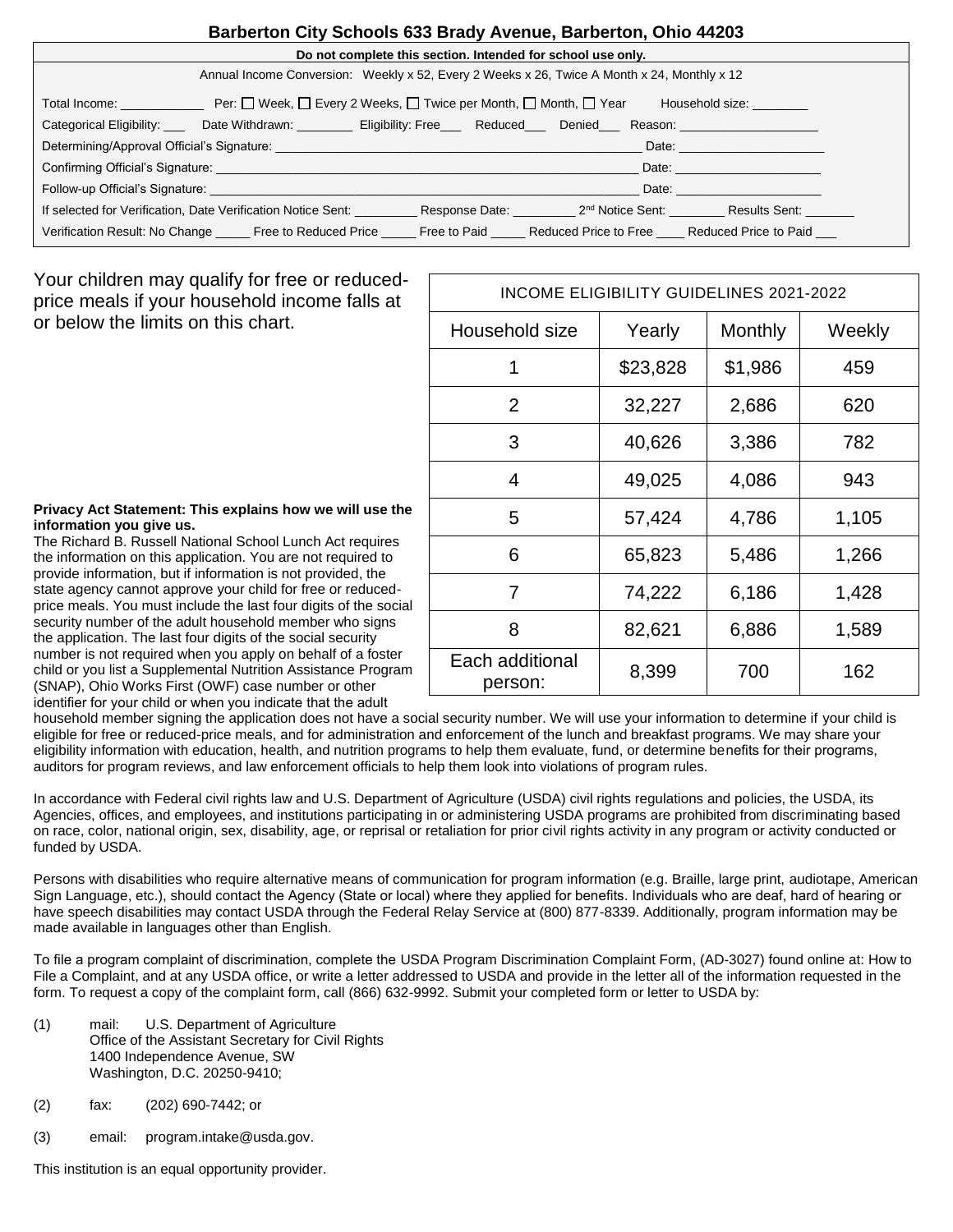# Barberton City Schools 633 Brady Avenue, Barberton, Ohio 44203

**Do not complete this section. Intended for school use only.**

Annual Income Conversion: Weekly x 52, Every 2 Weeks x 26, Twice A Month x 24, Monthly x 12

Total Income: ____________ Per: ☐ Week, ☐ Every 2 Weeks, ☐ Twice per Month, ☐ Month, ☐ Year Household size: ________

Categorical Eligibility: ___ Date Withdrawn: ________ Eligibility: Free___ Reduced___ Denied___ Reason: ____________________

Determining/Approval Official's Signature: ______________________________________________________ Date: _____________________

Confirming Official's Signature: ______________________________________________________________ Date: _____________________

Follow-up Official's Signature: ______________________________________________________________ Date: _____________________

If selected for Verification, Date Verification Notice Sent: _________ Response Date: _________ 2nd Notice Sent: ________ Results Sent: _______

Verification Result: No Change _____ Free to Reduced Price _____ Free to Paid _____ Reduced Price to Free ____ Reduced Price to Paid ___

Your children may qualify for free or reduced-price meals if your household income falls at or below the limits on this chart.

| INCOME ELIGIBILITY GUIDELINES 2021-2022 | | | |
|---|---|---|---|
| Household size | Yearly | Monthly | Weekly |
| 1 | $23,828 | $1,986 | 459 |
| 2 | 32,227 | 2,686 | 620 |
| 3 | 40,626 | 3,386 | 782 |
| 4 | 49,025 | 4,086 | 943 |
| 5 | 57,424 | 4,786 | 1,105 |
| 6 | 65,823 | 5,486 | 1,266 |
| 7 | 74,222 | 6,186 | 1,428 |
| 8 | 82,621 | 6,886 | 1,589 |
| Each additional person: | 8,399 | 700 | 162 |

**Privacy Act Statement: This explains how we will use the information you give us.**

The Richard B. Russell National School Lunch Act requires the information on this application. You are not required to provide information, but if information is not provided, the state agency cannot approve your child for free or reduced-price meals. You must include the last four digits of the social security number of the adult household member who signs the application. The last four digits of the social security number is not required when you apply on behalf of a foster child or you list a Supplemental Nutrition Assistance Program (SNAP), Ohio Works First (OWF) case number or other identifier for your child or when you indicate that the adult household member signing the application does not have a social security number. We will use your information to determine if your child is eligible for free or reduced-price meals, and for administration and enforcement of the lunch and breakfast programs. We may share your eligibility information with education, health, and nutrition programs to help them evaluate, fund, or determine benefits for their programs, auditors for program reviews, and law enforcement officials to help them look into violations of program rules.

In accordance with Federal civil rights law and U.S. Department of Agriculture (USDA) civil rights regulations and policies, the USDA, its Agencies, offices, and employees, and institutions participating in or administering USDA programs are prohibited from discriminating based on race, color, national origin, sex, disability, age, or reprisal or retaliation for prior civil rights activity in any program or activity conducted or funded by USDA.

Persons with disabilities who require alternative means of communication for program information (e.g. Braille, large print, audiotape, American Sign Language, etc.), should contact the Agency (State or local) where they applied for benefits. Individuals who are deaf, hard of hearing or have speech disabilities may contact USDA through the Federal Relay Service at (800) 877-8339. Additionally, program information may be made available in languages other than English.

To file a program complaint of discrimination, complete the USDA Program Discrimination Complaint Form, (AD-3027) found online at: How to File a Complaint, and at any USDA office, or write a letter addressed to USDA and provide in the letter all of the information requested in the form. To request a copy of the complaint form, call (866) 632-9992. Submit your completed form or letter to USDA by:

(1) mail: U.S. Department of Agriculture
Office of the Assistant Secretary for Civil Rights
1400 Independence Avenue, SW
Washington, D.C. 20250-9410;

(2) fax: (202) 690-7442; or

(3) email: program.intake@usda.gov.

This institution is an equal opportunity provider.